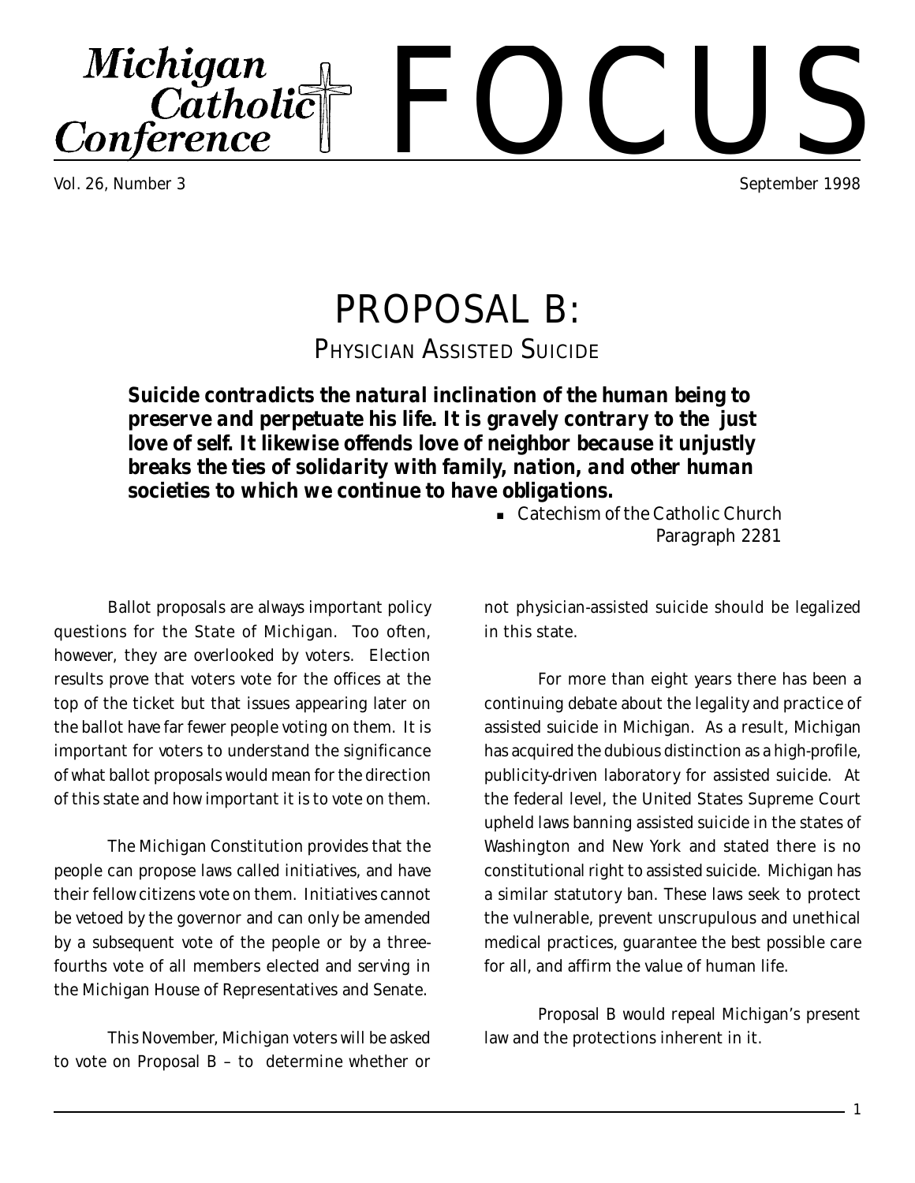# Michigan Catholic Conference FOCUS

Vol. 26, Number 3 September 1998

# PROPOSAL B:

## PHYSICIAN ASSISTED SUICIDE

***Suicide contradicts the natural inclination of the human being to preserve and perpetuate his life. It is gravely contrary to the just love of self. It likewise offends love of neighbor because it unjustly breaks the ties of solidarity with family, nation, and other human societies to which we continue to have obligations.***

- Catechism of the Catholic Church
  Paragraph 2281

Ballot proposals are always important policy questions for the State of Michigan. Too often, however, they are overlooked by voters. Election results prove that voters vote for the offices at the top of the ticket but that issues appearing later on the ballot have far fewer people voting on them. It is important for voters to understand the significance of what ballot proposals would mean for the direction of this state and how important it is to vote on them.

The Michigan Constitution provides that the people can propose laws called initiatives, and have their fellow citizens vote on them. Initiatives cannot be vetoed by the governor and can only be amended by a subsequent vote of the people or by a three-fourths vote of all members elected and serving in the Michigan House of Representatives and Senate.

This November, Michigan voters will be asked to vote on Proposal B – to determine whether or not physician-assisted suicide should be legalized in this state.

For more than eight years there has been a continuing debate about the legality and practice of assisted suicide in Michigan. As a result, Michigan has acquired the dubious distinction as a high-profile, publicity-driven laboratory for assisted suicide. At the federal level, the United States Supreme Court upheld laws banning assisted suicide in the states of Washington and New York and stated there is no constitutional right to assisted suicide. Michigan has a similar statutory ban. These laws seek to protect the vulnerable, prevent unscrupulous and unethical medical practices, guarantee the best possible care for all, and affirm the value of human life.

Proposal B would repeal Michigan's present law and the protections inherent in it.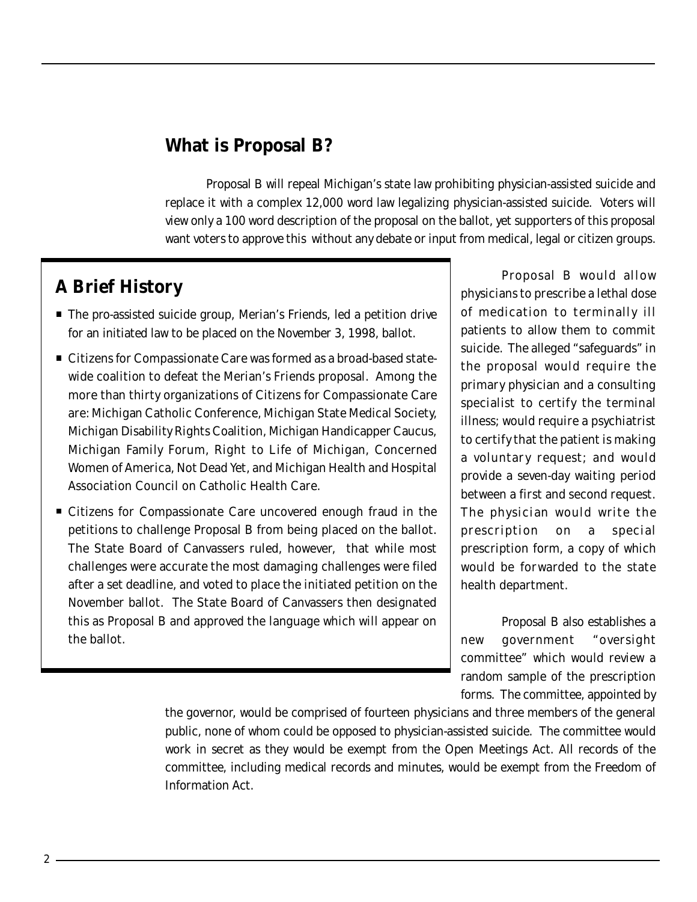## What is Proposal B?

Proposal B will repeal Michigan's state law prohibiting physician-assisted suicide and replace it with a complex 12,000 word law legalizing physician-assisted suicide. Voters will view only a 100 word description of the proposal on the ballot, yet supporters of this proposal want voters to approve this without any debate or input from medical, legal or citizen groups.

## A Brief History

- The pro-assisted suicide group, Merian's Friends, led a petition drive for an initiated law to be placed on the November 3, 1998, ballot.
- Citizens for Compassionate Care was formed as a broad-based statewide coalition to defeat the Merian's Friends proposal. Among the more than thirty organizations of Citizens for Compassionate Care are: Michigan Catholic Conference, Michigan State Medical Society, Michigan Disability Rights Coalition, Michigan Handicapper Caucus, Michigan Family Forum, Right to Life of Michigan, Concerned Women of America, Not Dead Yet, and Michigan Health and Hospital Association Council on Catholic Health Care.
- Citizens for Compassionate Care uncovered enough fraud in the petitions to challenge Proposal B from being placed on the ballot. The State Board of Canvassers ruled, however, that while most challenges were accurate the most damaging challenges were filed after a set deadline, and voted to place the initiated petition on the November ballot. The State Board of Canvassers then designated this as Proposal B and approved the language which will appear on the ballot.

Proposal B would allow physicians to prescribe a lethal dose of medication to terminally ill patients to allow them to commit suicide. The alleged "safeguards" in the proposal would require the primary physician and a consulting specialist to certify the terminal illness; would require a psychiatrist to certify that the patient is making a voluntary request; and would provide a seven-day waiting period between a first and second request. The physician would write the prescription on a special prescription form, a copy of which would be forwarded to the state health department.

Proposal B also establishes a new government "oversight committee" which would review a random sample of the prescription forms. The committee, appointed by the governor, would be comprised of fourteen physicians and three members of the general public, none of whom could be opposed to physician-assisted suicide. The committee would work in secret as they would be exempt from the Open Meetings Act. All records of the committee, including medical records and minutes, would be exempt from the Freedom of Information Act.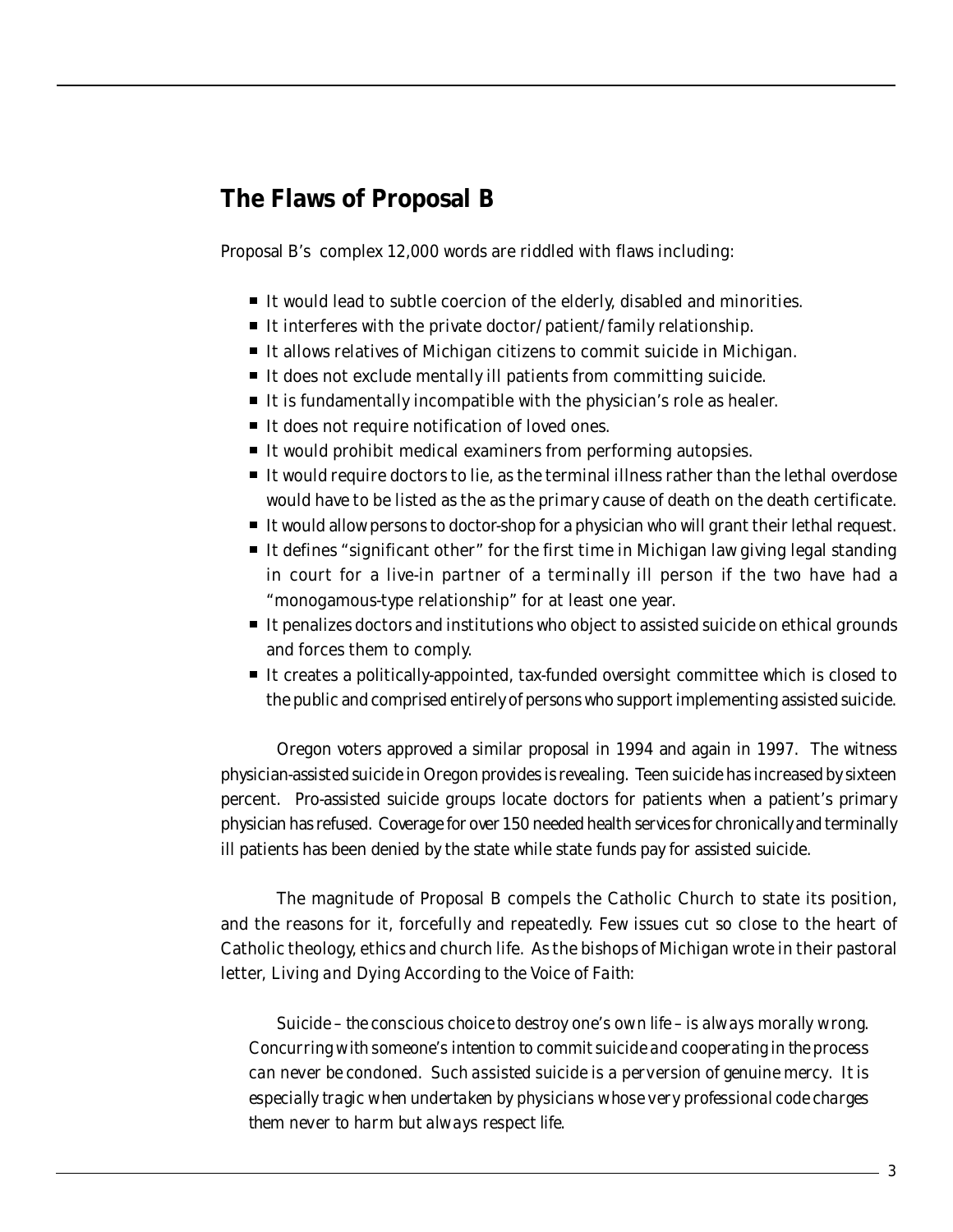## The Flaws of Proposal B

Proposal B's complex 12,000 words are riddled with flaws including:

- It would lead to subtle coercion of the elderly, disabled and minorities.
- It interferes with the private doctor/patient/family relationship.
- It allows relatives of Michigan citizens to commit suicide in Michigan.
- It does not exclude mentally ill patients from committing suicide.
- It is fundamentally incompatible with the physician's role as healer.
- It does not require notification of loved ones.
- It would prohibit medical examiners from performing autopsies.
- It would require doctors to lie, as the terminal illness rather than the lethal overdose would have to be listed as the as the primary cause of death on the death certificate.
- It would allow persons to doctor-shop for a physician who will grant their lethal request.
- It defines "significant other" for the first time in Michigan law giving legal standing in court for a live-in partner of a terminally ill person if the two have had a "monogamous-type relationship" for at least one year.
- It penalizes doctors and institutions who object to assisted suicide on ethical grounds and forces them to comply.
- It creates a politically-appointed, tax-funded oversight committee which is closed to the public and comprised entirely of persons who support implementing assisted suicide.

Oregon voters approved a similar proposal in 1994 and again in 1997. The witness physician-assisted suicide in Oregon provides is revealing. Teen suicide has increased by sixteen percent. Pro-assisted suicide groups locate doctors for patients when a patient's primary physician has refused. Coverage for over 150 needed health services for chronically and terminally ill patients has been denied by the state while state funds pay for assisted suicide.

The magnitude of Proposal B compels the Catholic Church to state its position, and the reasons for it, forcefully and repeatedly. Few issues cut so close to the heart of Catholic theology, ethics and church life. As the bishops of Michigan wrote in their pastoral letter, *Living and Dying According to the Voice of Faith*:

> *Suicide – the conscious choice to destroy one's own life – is always morally wrong. Concurring with someone's intention to commit suicide and cooperating in the process can never be condoned. Such assisted suicide is a perversion of genuine mercy. It is especially tragic when undertaken by physicians whose very professional code charges them never to harm but always respect life.*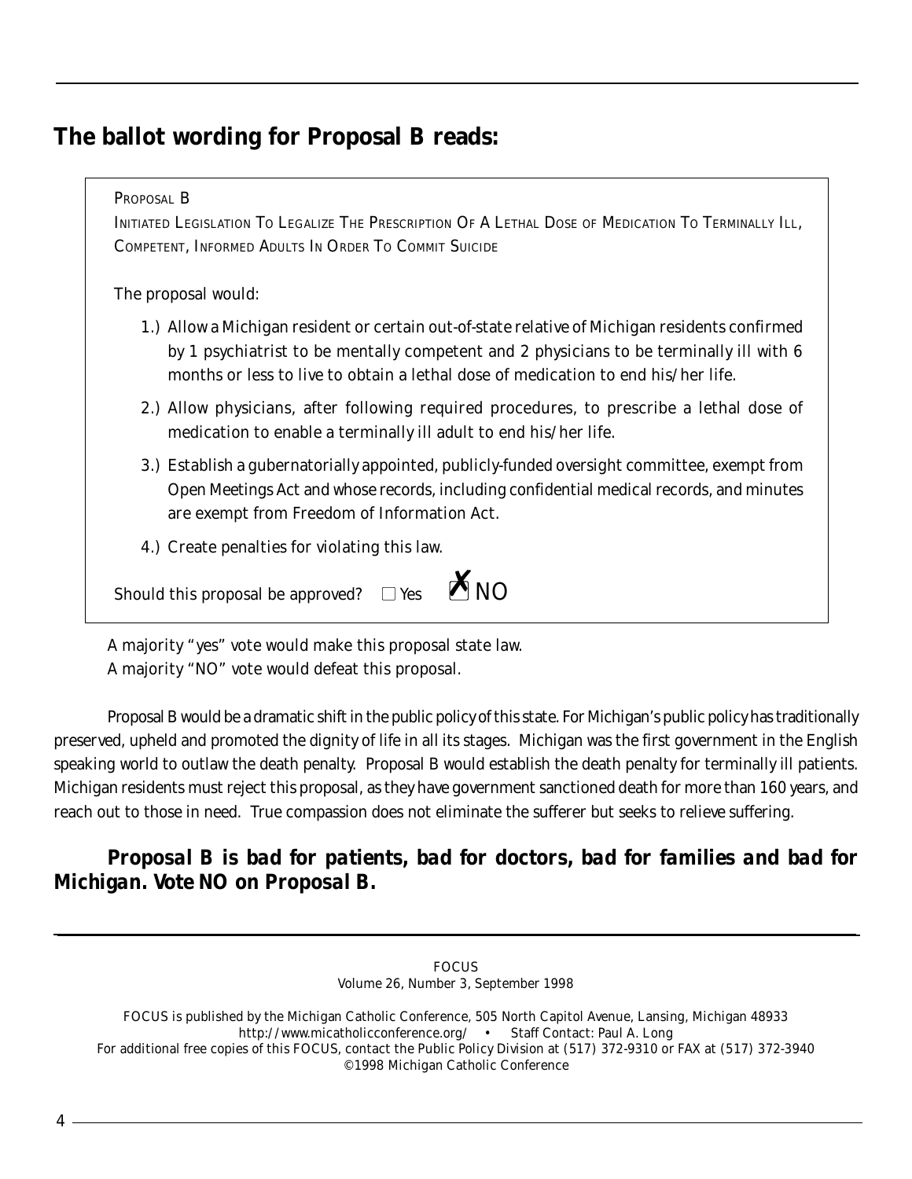## The ballot wording for Proposal B reads:

PROPOSAL B

INITIATED LEGISLATION TO LEGALIZE THE PRESCRIPTION OF A LETHAL DOSE OF MEDICATION TO TERMINALLY ILL, COMPETENT, INFORMED ADULTS IN ORDER TO COMMIT SUICIDE

The proposal would:

1.) Allow a Michigan resident or certain out-of-state relative of Michigan residents confirmed by 1 psychiatrist to be mentally competent and 2 physicians to be terminally ill with 6 months or less to live to obtain a lethal dose of medication to end his/her life.

2.) Allow physicians, after following required procedures, to prescribe a lethal dose of medication to enable a terminally ill adult to end his/her life.

3.) Establish a gubernatorially appointed, publicly-funded oversight committee, exempt from Open Meetings Act and whose records, including confidential medical records, and minutes are exempt from Freedom of Information Act.

4.) Create penalties for violating this law.

Should this proposal be approved? ☐ Yes ☒ NO

A majority "yes" vote would make this proposal state law.
A majority "NO" vote would defeat this proposal.

Proposal B would be a dramatic shift in the public policy of this state. For Michigan's public policy has traditionally preserved, upheld and promoted the dignity of life in all its stages. Michigan was the first government in the English speaking world to outlaw the death penalty. Proposal B would establish the death penalty for terminally ill patients. Michigan residents must reject this proposal, as they have government sanctioned death for more than 160 years, and reach out to those in need. True compassion does not eliminate the sufferer but seeks to relieve suffering.

***Proposal B is bad for patients, bad for doctors, bad for families and bad for Michigan. Vote NO on Proposal B.***

FOCUS
Volume 26, Number 3, September 1998

FOCUS is published by the Michigan Catholic Conference, 505 North Capitol Avenue, Lansing, Michigan 48933
http://www.micatholicconference.org/ • Staff Contact: Paul A. Long
For additional free copies of this FOCUS, contact the Public Policy Division at (517) 372-9310 or FAX at (517) 372-3940
©1998 Michigan Catholic Conference